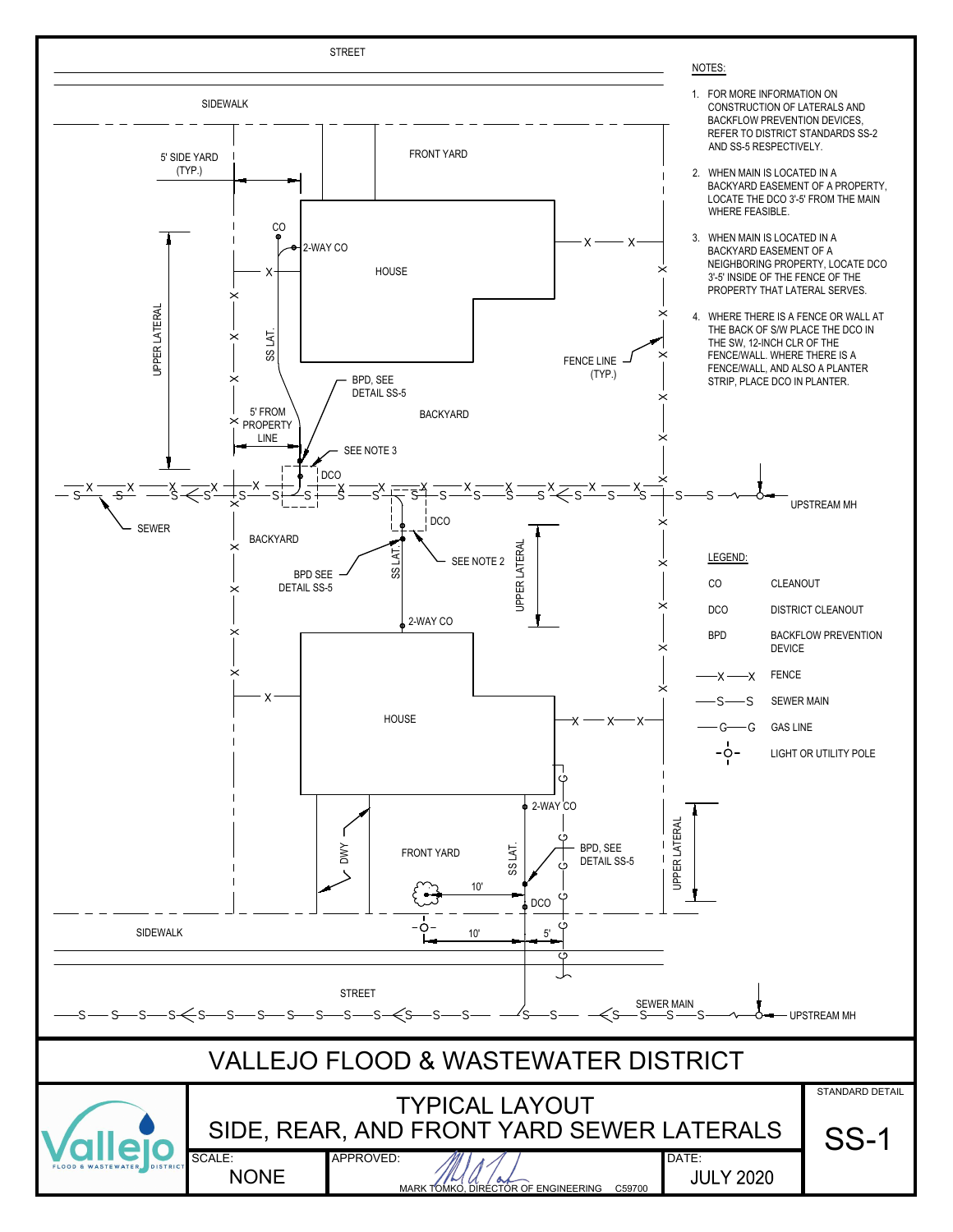# VALLEJO FLOOD & WASTEWATER DISTRICT

## TYPICAL LAYOUT
## SIDE, REAR, AND FRONT YARD SEWER LATERALS

STANDARD DETAIL: SS-1

SCALE: NONE

APPROVED: MARK TOMKO, DIRECTOR OF ENGINEERING C59700

DATE: JULY 2020

NOTES:

1. FOR MORE INFORMATION ON CONSTRUCTION OF LATERALS AND BACKFLOW PREVENTION DEVICES, REFER TO DISTRICT STANDARDS SS-2 AND SS-5 RESPECTIVELY.
2. WHEN MAIN IS LOCATED IN A BACKYARD EASEMENT OF A PROPERTY, LOCATE THE DCO 3'-5' FROM THE MAIN WHERE FEASIBLE.
3. WHEN MAIN IS LOCATED IN A BACKYARD EASEMENT OF A NEIGHBORING PROPERTY, LOCATE DCO 3'-5' INSIDE OF THE FENCE OF THE PROPERTY THAT LATERAL SERVES.
4. WHERE THERE IS A FENCE OR WALL AT THE BACK OF S/W PLACE THE DCO IN THE SW, 12-INCH CLR OF THE FENCE/WALL. WHERE THERE IS A FENCE/WALL, AND ALSO A PLANTER STRIP, PLACE DCO IN PLANTER.

LEGEND:

| Symbol | Description |
|---|---|
| CO | CLEANOUT |
| DCO | DISTRICT CLEANOUT |
| BPD | BACKFLOW PREVENTION DEVICE |
| —X—X | FENCE |
| —S—S | SEWER MAIN |
| —G—G | GAS LINE |
| -O- | LIGHT OR UTILITY POLE |

Drawing labels: STREET, SIDEWALK, FRONT YARD, 5' SIDE YARD (TYP.), CO, 2-WAY CO, HOUSE, UPPER LATERAL, SS LAT., FENCE LINE (TYP.), BPD, SEE DETAIL SS-5, BACKYARD, 5' FROM PROPERTY LINE, SEE NOTE 3, DCO, SEWER, UPSTREAM MH, BACKYARD, BPD SEE DETAIL SS-5, SEE NOTE 2, 2-WAY CO, HOUSE, DWY, FRONT YARD, 10', 5', SIDEWALK, STREET, SEWER MAIN, UPSTREAM MH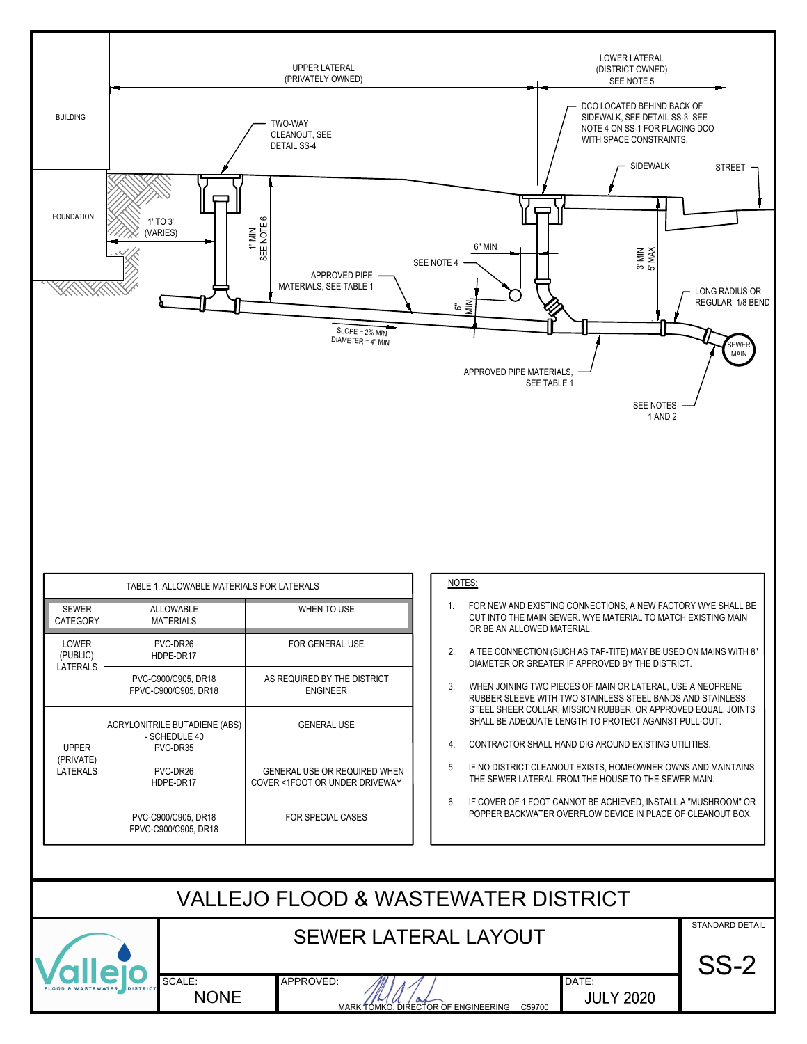UPPER LATERAL (PRIVATELY OWNED)

LOWER LATERAL (DISTRICT OWNED) SEE NOTE 5

BUILDING

FOUNDATION

TWO-WAY CLEANOUT, SEE DETAIL SS-4

DCO LOCATED BEHIND BACK OF SIDEWALK, SEE DETAIL SS-3. SEE NOTE 4 ON SS-1 FOR PLACING DCO WITH SPACE CONSTRAINTS.

SIDEWALK

STREET

1' TO 3' (VARIES)

1' MIN SEE NOTE 6

3' MIN 5' MAX

6" MIN

SEE NOTE 4

APPROVED PIPE MATERIALS, SEE TABLE 1

6" MIN

LONG RADIUS OR REGULAR 1/8 BEND

SLOPE = 2% MIN
DIAMETER = 4" MIN.

SEWER MAIN

APPROVED PIPE MATERIALS, SEE TABLE 1

SEE NOTES 1 AND 2

**TABLE 1. ALLOWABLE MATERIALS FOR LATERALS**

| SEWER CATEGORY | ALLOWABLE MATERIALS | WHEN TO USE |
|---|---|---|
| LOWER (PUBLIC) LATERALS | PVC-DR26<br>HDPE-DR17 | FOR GENERAL USE |
| | PVC-C900/C905, DR18<br>FPVC-C900/C905, DR18 | AS REQUIRED BY THE DISTRICT ENGINEER |
| UPPER (PRIVATE) LATERALS | ACRYLONITRILE BUTADIENE (ABS) - SCHEDULE 40<br>PVC-DR35 | GENERAL USE |
| | PVC-DR26<br>HDPE-DR17 | GENERAL USE OR REQUIRED WHEN COVER <1FOOT OR UNDER DRIVEWAY |
| | PVC-C900/C905, DR18<br>FPVC-C900/C905, DR18 | FOR SPECIAL CASES |

**NOTES:**

1. FOR NEW AND EXISTING CONNECTIONS, A NEW FACTORY WYE SHALL BE CUT INTO THE MAIN SEWER. WYE MATERIAL TO MATCH EXISTING MAIN OR BE AN ALLOWED MATERIAL.
2. A TEE CONNECTION (SUCH AS TAP-TITE) MAY BE USED ON MAINS WITH 8" DIAMETER OR GREATER IF APPROVED BY THE DISTRICT.
3. WHEN JOINING TWO PIECES OF MAIN OR LATERAL, USE A NEOPRENE RUBBER SLEEVE WITH TWO STAINLESS STEEL BANDS AND STAINLESS STEEL SHEER COLLAR, MISSION RUBBER, OR APPROVED EQUAL. JOINTS SHALL BE ADEQUATE LENGTH TO PROTECT AGAINST PULL-OUT.
4. CONTRACTOR SHALL HAND DIG AROUND EXISTING UTILITIES.
5. IF NO DISTRICT CLEANOUT EXISTS, HOMEOWNER OWNS AND MAINTAINS THE SEWER LATERAL FROM THE HOUSE TO THE SEWER MAIN.
6. IF COVER OF 1 FOOT CANNOT BE ACHIEVED, INSTALL A "MUSHROOM" OR POPPER BACKWATER OVERFLOW DEVICE IN PLACE OF CLEANOUT BOX.

# VALLEJO FLOOD & WASTEWATER DISTRICT

## SEWER LATERAL LAYOUT

STANDARD DETAIL: SS-2

SCALE: NONE

APPROVED: MARK TOMKO, DIRECTOR OF ENGINEERING C59700

DATE: JULY 2020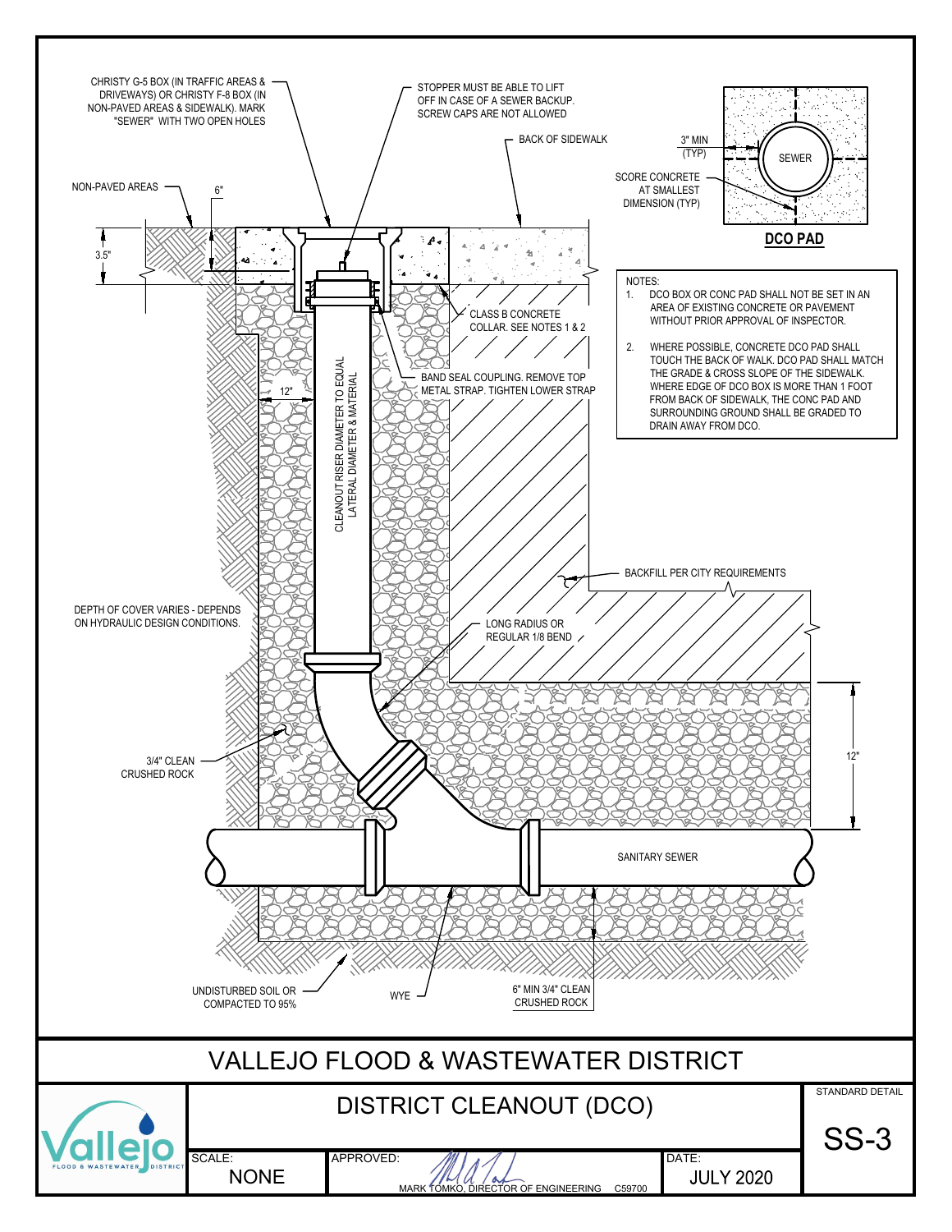CHRISTY G-5 BOX (IN TRAFFIC AREAS & DRIVEWAYS) OR CHRISTY F-8 BOX (IN NON-PAVED AREAS & SIDEWALK). MARK "SEWER" WITH TWO OPEN HOLES

STOPPER MUST BE ABLE TO LIFT OFF IN CASE OF A SEWER BACKUP. SCREW CAPS ARE NOT ALLOWED

BACK OF SIDEWALK

NON-PAVED AREAS

6"

3.5"

CLASS B CONCRETE COLLAR. SEE NOTES 1 & 2

BAND SEAL COUPLING. REMOVE TOP METAL STRAP. TIGHTEN LOWER STRAP

12"

CLEANOUT RISER DIAMETER TO EQUAL LATERAL DIAMETER & MATERIAL

BACKFILL PER CITY REQUIREMENTS

DEPTH OF COVER VARIES - DEPENDS ON HYDRAULIC DESIGN CONDITIONS.

LONG RADIUS OR REGULAR 1/8 BEND

3/4" CLEAN CRUSHED ROCK

12"

SANITARY SEWER

UNDISTURBED SOIL OR COMPACTED TO 95%

WYE

6" MIN 3/4" CLEAN CRUSHED ROCK

3" MIN (TYP)

SEWER

SCORE CONCRETE AT SMALLEST DIMENSION (TYP)

**DCO PAD**

NOTES:

1. DCO BOX OR CONC PAD SHALL NOT BE SET IN AN AREA OF EXISTING CONCRETE OR PAVEMENT WITHOUT PRIOR APPROVAL OF INSPECTOR.
2. WHERE POSSIBLE, CONCRETE DCO PAD SHALL TOUCH THE BACK OF WALK. DCO PAD SHALL MATCH THE GRADE & CROSS SLOPE OF THE SIDEWALK. WHERE EDGE OF DCO BOX IS MORE THAN 1 FOOT FROM BACK OF SIDEWALK, THE CONC PAD AND SURROUNDING GROUND SHALL BE GRADED TO DRAIN AWAY FROM DCO.

# VALLEJO FLOOD & WASTEWATER DISTRICT

## DISTRICT CLEANOUT (DCO)

| SCALE: | APPROVED: | DATE: | STANDARD DETAIL |
|---|---|---|---|
| NONE | MARK TOMKO, DIRECTOR OF ENGINEERING C59700 | JULY 2020 | SS-3 |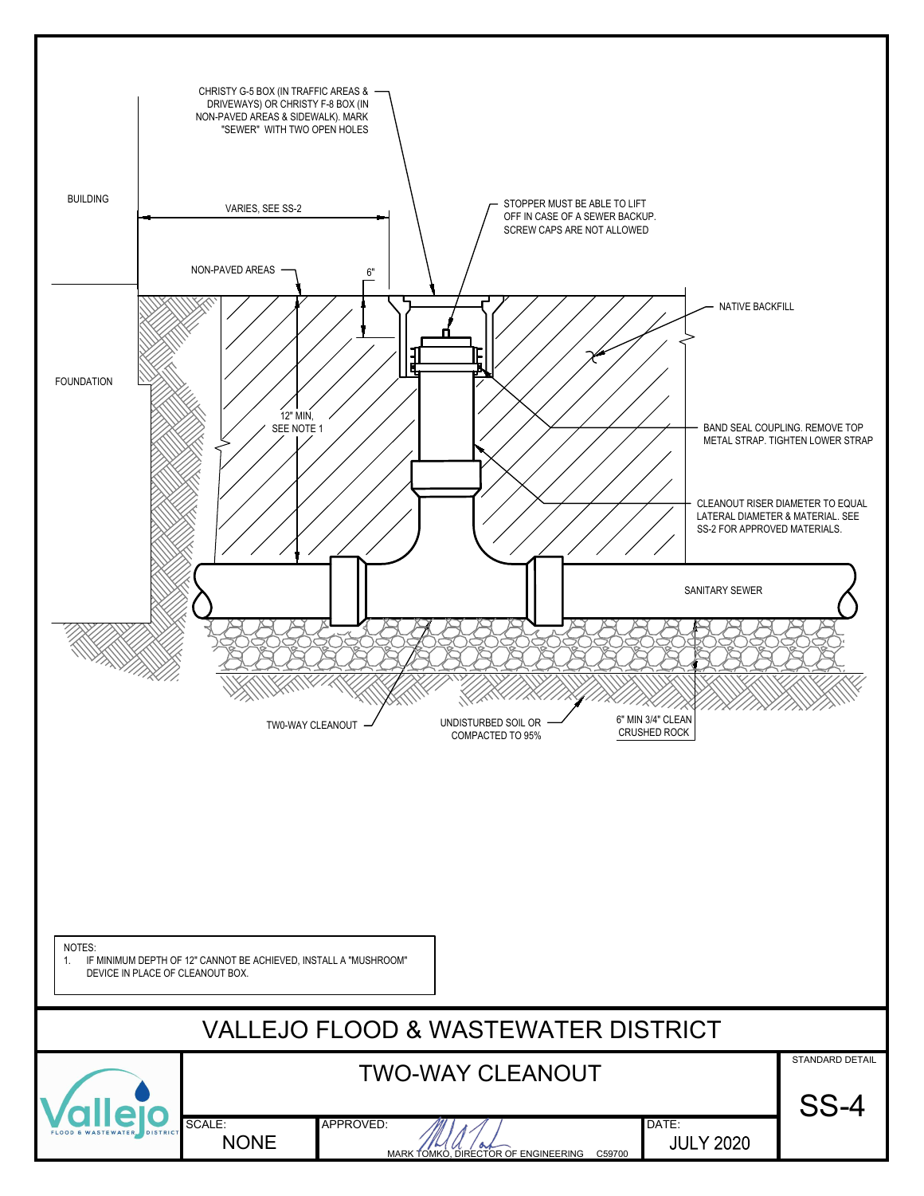CHRISTY G-5 BOX (IN TRAFFIC AREAS & DRIVEWAYS) OR CHRISTY F-8 BOX (IN NON-PAVED AREAS & SIDEWALK). MARK "SEWER" WITH TWO OPEN HOLES

BUILDING

VARIES, SEE SS-2

STOPPER MUST BE ABLE TO LIFT OFF IN CASE OF A SEWER BACKUP. SCREW CAPS ARE NOT ALLOWED

NON-PAVED AREAS

6"

NATIVE BACKFILL

FOUNDATION

12" MIN, SEE NOTE 1

BAND SEAL COUPLING. REMOVE TOP METAL STRAP. TIGHTEN LOWER STRAP

CLEANOUT RISER DIAMETER TO EQUAL LATERAL DIAMETER & MATERIAL. SEE SS-2 FOR APPROVED MATERIALS.

SANITARY SEWER

TWO-WAY CLEANOUT

UNDISTURBED SOIL OR COMPACTED TO 95%

6" MIN 3/4" CLEAN CRUSHED ROCK

NOTES:

1. IF MINIMUM DEPTH OF 12" CANNOT BE ACHIEVED, INSTALL A "MUSHROOM" DEVICE IN PLACE OF CLEANOUT BOX.

# VALLEJO FLOOD & WASTEWATER DISTRICT

## TWO-WAY CLEANOUT

| SCALE: | APPROVED: | DATE: | STANDARD DETAIL |
|---|---|---|---|
| NONE | MARK TOMKO, DIRECTOR OF ENGINEERING C59700 | JULY 2020 | SS-4 |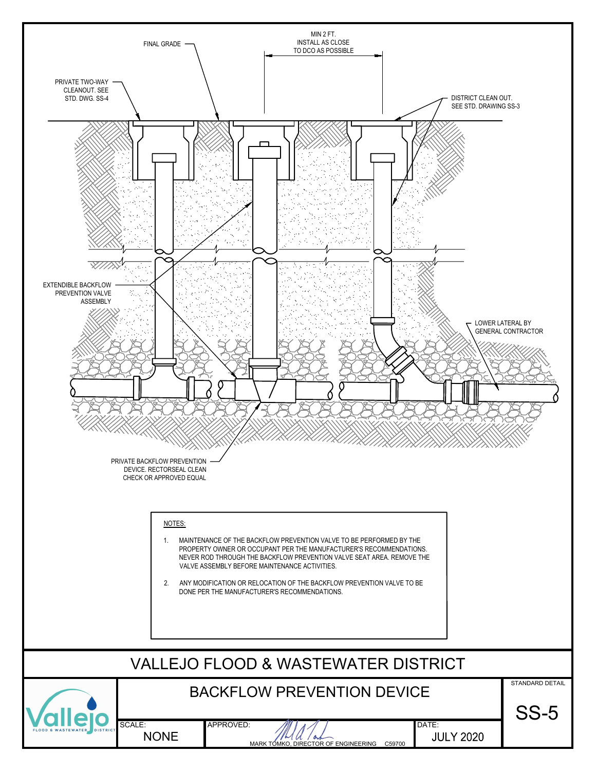MIN 2 FT.
INSTALL AS CLOSE
TO DCO AS POSSIBLE

FINAL GRADE

PRIVATE TWO-WAY CLEANOUT. SEE STD. DWG. SS-4

DISTRICT CLEAN OUT. SEE STD. DRAWING SS-3

EXTENDIBLE BACKFLOW PREVENTION VALVE ASSEMBLY

LOWER LATERAL BY GENERAL CONTRACTOR

PRIVATE BACKFLOW PREVENTION DEVICE. RECTORSEAL CLEAN CHECK OR APPROVED EQUAL

NOTES:

1. MAINTENANCE OF THE BACKFLOW PREVENTION VALVE TO BE PERFORMED BY THE PROPERTY OWNER OR OCCUPANT PER THE MANUFACTURER'S RECOMMENDATIONS. NEVER ROD THROUGH THE BACKFLOW PREVENTION VALVE SEAT AREA. REMOVE THE VALVE ASSEMBLY BEFORE MAINTENANCE ACTIVITIES.

2. ANY MODIFICATION OR RELOCATION OF THE BACKFLOW PREVENTION VALVE TO BE DONE PER THE MANUFACTURER'S RECOMMENDATIONS.

# VALLEJO FLOOD & WASTEWATER DISTRICT

## BACKFLOW PREVENTION DEVICE

Vallejo FLOOD & WASTEWATER DISTRICT

| SCALE: | APPROVED: | DATE: | STANDARD DETAIL |
|---|---|---|---|
| NONE | MARK TOMKO, DIRECTOR OF ENGINEERING C59700 | JULY 2020 | SS-5 |